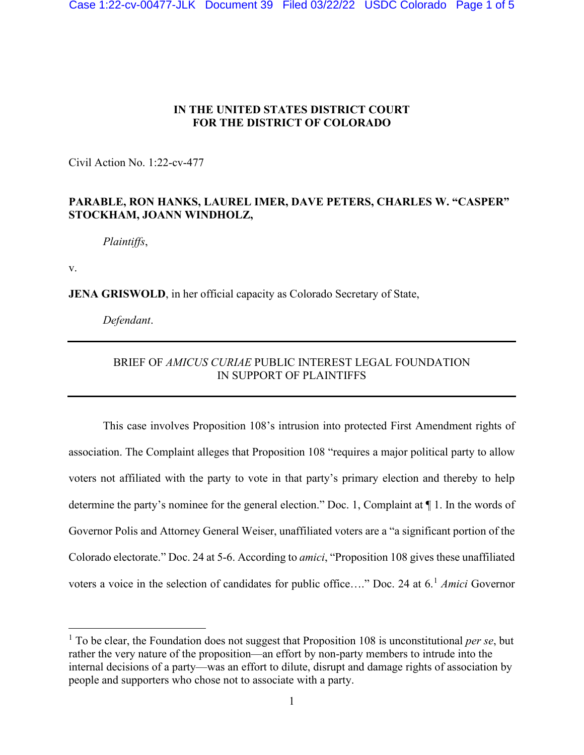**IN THE UNITED STATES DISTRICT COURT**
**FOR THE DISTRICT OF COLORADO**

Civil Action No. 1:22-cv-477

**PARABLE, RON HANKS, LAUREL IMER, DAVE PETERS, CHARLES W. "CASPER" STOCKHAM, JOANN WINDHOLZ,**

*Plaintiffs*,

v.

**JENA GRISWOLD**, in her official capacity as Colorado Secretary of State,

*Defendant*.

---

BRIEF OF *AMICUS CURIAE* PUBLIC INTEREST LEGAL FOUNDATION
IN SUPPORT OF PLAINTIFFS

---

This case involves Proposition 108's intrusion into protected First Amendment rights of association. The Complaint alleges that Proposition 108 "requires a major political party to allow voters not affiliated with the party to vote in that party's primary election and thereby to help determine the party's nominee for the general election." Doc. 1, Complaint at ¶ 1. In the words of Governor Polis and Attorney General Weiser, unaffiliated voters are a "a significant portion of the Colorado electorate." Doc. 24 at 5-6. According to *amici*, "Proposition 108 gives these unaffiliated voters a voice in the selection of candidates for public office…." Doc. 24 at 6.[1] *Amici* Governor

[1] To be clear, the Foundation does not suggest that Proposition 108 is unconstitutional *per se*, but rather the very nature of the proposition—an effort by non-party members to intrude into the internal decisions of a party—was an effort to dilute, disrupt and damage rights of association by people and supporters who chose not to associate with a party.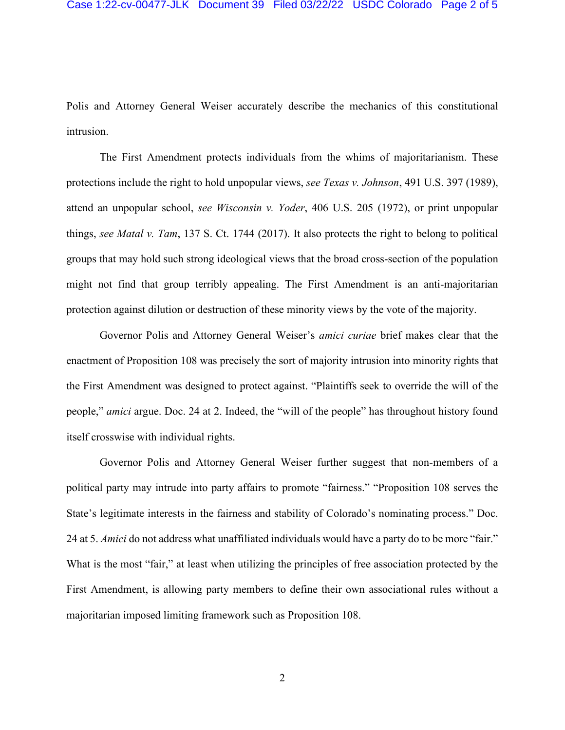Polis and Attorney General Weiser accurately describe the mechanics of this constitutional intrusion.

The First Amendment protects individuals from the whims of majoritarianism. These protections include the right to hold unpopular views, *see Texas v. Johnson*, 491 U.S. 397 (1989), attend an unpopular school, *see Wisconsin v. Yoder*, 406 U.S. 205 (1972), or print unpopular things, *see Matal v. Tam*, 137 S. Ct. 1744 (2017). It also protects the right to belong to political groups that may hold such strong ideological views that the broad cross-section of the population might not find that group terribly appealing. The First Amendment is an anti-majoritarian protection against dilution or destruction of these minority views by the vote of the majority.

Governor Polis and Attorney General Weiser's *amici curiae* brief makes clear that the enactment of Proposition 108 was precisely the sort of majority intrusion into minority rights that the First Amendment was designed to protect against. "Plaintiffs seek to override the will of the people," *amici* argue. Doc. 24 at 2. Indeed, the "will of the people" has throughout history found itself crosswise with individual rights.

Governor Polis and Attorney General Weiser further suggest that non-members of a political party may intrude into party affairs to promote "fairness." "Proposition 108 serves the State's legitimate interests in the fairness and stability of Colorado's nominating process." Doc. 24 at 5. *Amici* do not address what unaffiliated individuals would have a party do to be more "fair." What is the most "fair," at least when utilizing the principles of free association protected by the First Amendment, is allowing party members to define their own associational rules without a majoritarian imposed limiting framework such as Proposition 108.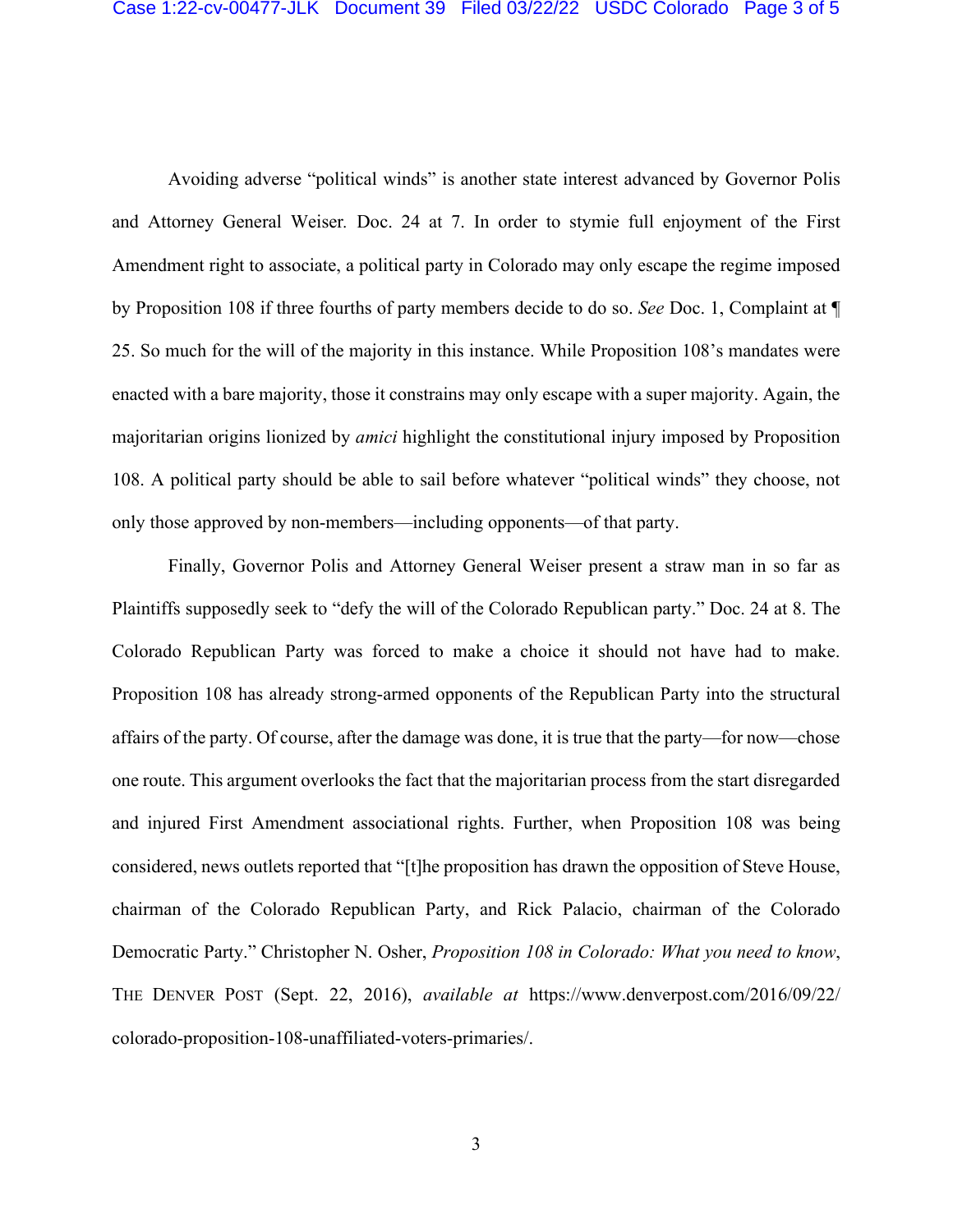Avoiding adverse "political winds" is another state interest advanced by Governor Polis and Attorney General Weiser. Doc. 24 at 7. In order to stymie full enjoyment of the First Amendment right to associate, a political party in Colorado may only escape the regime imposed by Proposition 108 if three fourths of party members decide to do so. *See* Doc. 1, Complaint at ¶ 25. So much for the will of the majority in this instance. While Proposition 108's mandates were enacted with a bare majority, those it constrains may only escape with a super majority. Again, the majoritarian origins lionized by *amici* highlight the constitutional injury imposed by Proposition 108. A political party should be able to sail before whatever "political winds" they choose, not only those approved by non-members—including opponents—of that party.

Finally, Governor Polis and Attorney General Weiser present a straw man in so far as Plaintiffs supposedly seek to "defy the will of the Colorado Republican party." Doc. 24 at 8. The Colorado Republican Party was forced to make a choice it should not have had to make. Proposition 108 has already strong-armed opponents of the Republican Party into the structural affairs of the party. Of course, after the damage was done, it is true that the party—for now—chose one route. This argument overlooks the fact that the majoritarian process from the start disregarded and injured First Amendment associational rights. Further, when Proposition 108 was being considered, news outlets reported that "[t]he proposition has drawn the opposition of Steve House, chairman of the Colorado Republican Party, and Rick Palacio, chairman of the Colorado Democratic Party." Christopher N. Osher, *Proposition 108 in Colorado: What you need to know*, THE DENVER POST (Sept. 22, 2016), *available at* https://www.denverpost.com/2016/09/22/colorado-proposition-108-unaffiliated-voters-primaries/.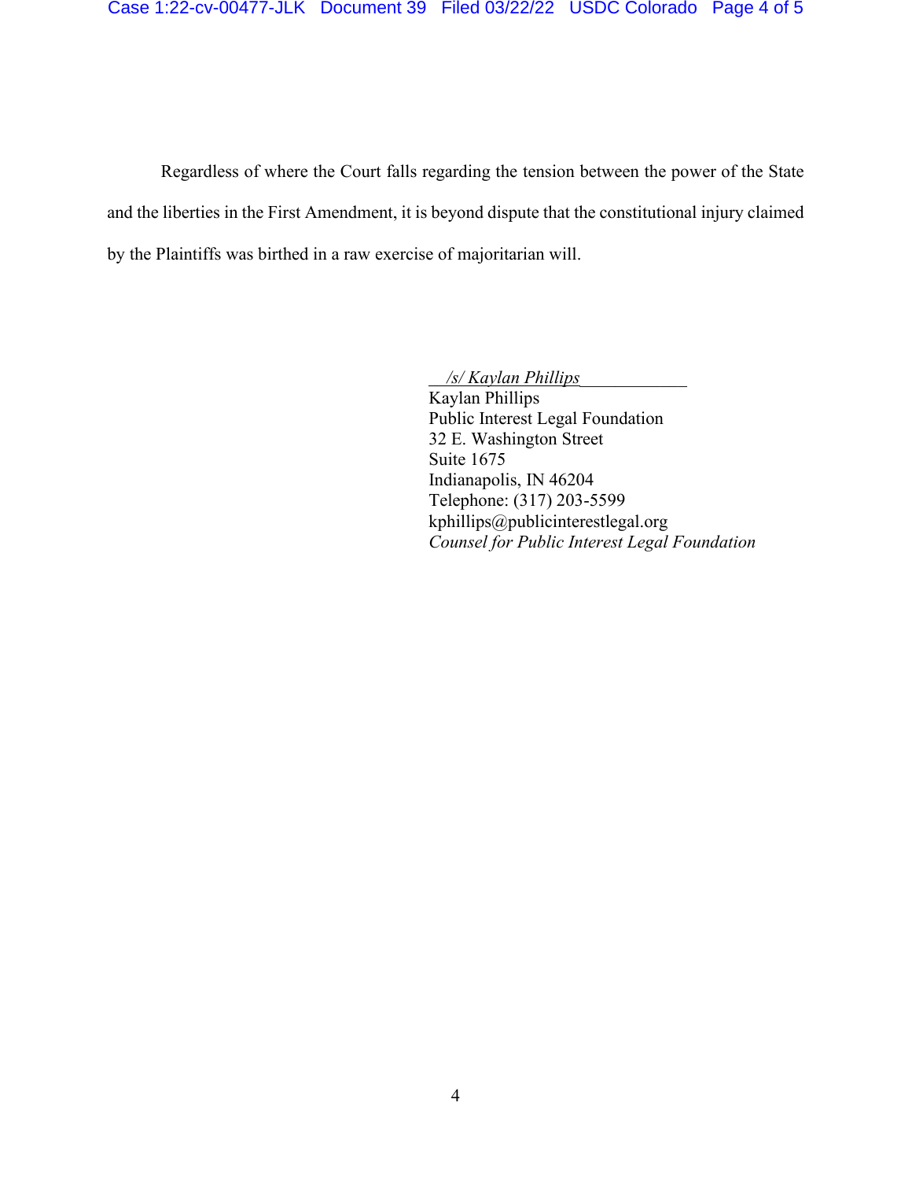Regardless of where the Court falls regarding the tension between the power of the State and the liberties in the First Amendment, it is beyond dispute that the constitutional injury claimed by the Plaintiffs was birthed in a raw exercise of majoritarian will.

*/s/ Kaylan Phillips*
Kaylan Phillips
Public Interest Legal Foundation
32 E. Washington Street
Suite 1675
Indianapolis, IN 46204
Telephone: (317) 203-5599
kphillips@publicinterestlegal.org
*Counsel for Public Interest Legal Foundation*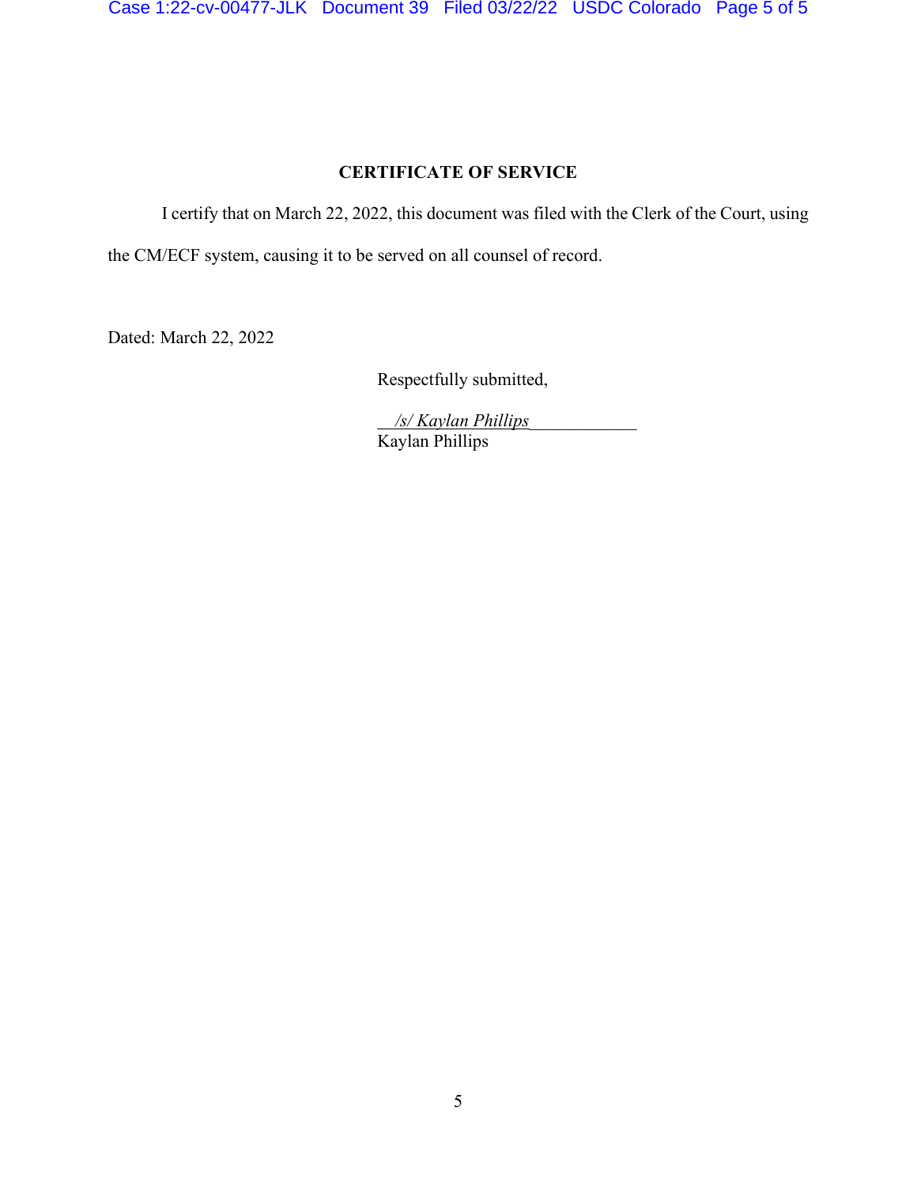**CERTIFICATE OF SERVICE**

I certify that on March 22, 2022, this document was filed with the Clerk of the Court, using the CM/ECF system, causing it to be served on all counsel of record.

Dated: March 22, 2022

Respectfully submitted,

*/s/ Kaylan Phillips*
Kaylan Phillips